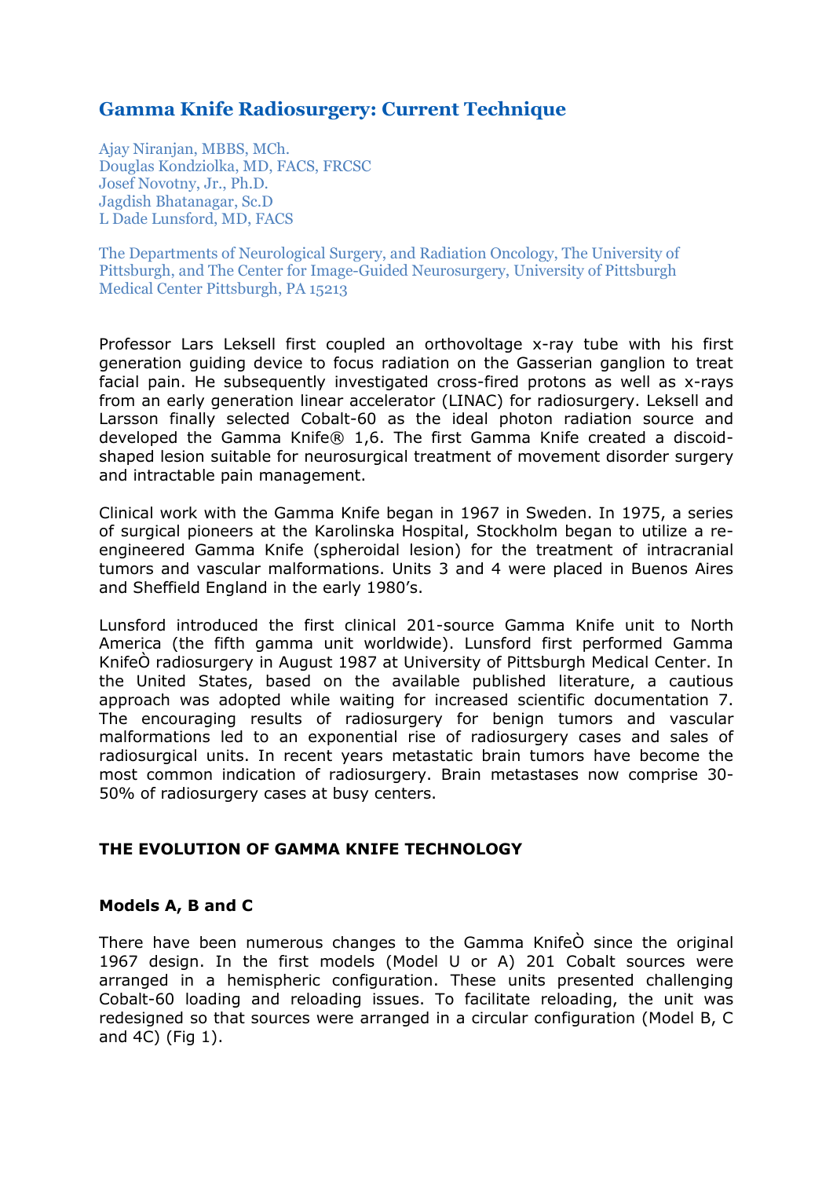# Gamma Knife Radiosurgery: Current Technique

Ajay Niranjan, MBBS, MCh.
Douglas Kondziolka, MD, FACS, FRCSC
Josef Novotny, Jr., Ph.D.
Jagdish Bhatanagar, Sc.D
L Dade Lunsford, MD, FACS

The Departments of Neurological Surgery, and Radiation Oncology, The University of Pittsburgh, and The Center for Image-Guided Neurosurgery, University of Pittsburgh Medical Center Pittsburgh, PA 15213

Professor Lars Leksell first coupled an orthovoltage x-ray tube with his first generation guiding device to focus radiation on the Gasserian ganglion to treat facial pain. He subsequently investigated cross-fired protons as well as x-rays from an early generation linear accelerator (LINAC) for radiosurgery. Leksell and Larsson finally selected Cobalt-60 as the ideal photon radiation source and developed the Gamma Knife® 1,6. The first Gamma Knife created a discoid-shaped lesion suitable for neurosurgical treatment of movement disorder surgery and intractable pain management.

Clinical work with the Gamma Knife began in 1967 in Sweden. In 1975, a series of surgical pioneers at the Karolinska Hospital, Stockholm began to utilize a re-engineered Gamma Knife (spheroidal lesion) for the treatment of intracranial tumors and vascular malformations. Units 3 and 4 were placed in Buenos Aires and Sheffield England in the early 1980's.

Lunsford introduced the first clinical 201-source Gamma Knife unit to North America (the fifth gamma unit worldwide). Lunsford first performed Gamma KnifeÒ radiosurgery in August 1987 at University of Pittsburgh Medical Center. In the United States, based on the available published literature, a cautious approach was adopted while waiting for increased scientific documentation 7. The encouraging results of radiosurgery for benign tumors and vascular malformations led to an exponential rise of radiosurgery cases and sales of radiosurgical units. In recent years metastatic brain tumors have become the most common indication of radiosurgery. Brain metastases now comprise 30-50% of radiosurgery cases at busy centers.

## THE EVOLUTION OF GAMMA KNIFE TECHNOLOGY

### Models A, B and C

There have been numerous changes to the Gamma KnifeÒ since the original 1967 design. In the first models (Model U or A) 201 Cobalt sources were arranged in a hemispheric configuration. These units presented challenging Cobalt-60 loading and reloading issues. To facilitate reloading, the unit was redesigned so that sources were arranged in a circular configuration (Model B, C and 4C) (Fig 1).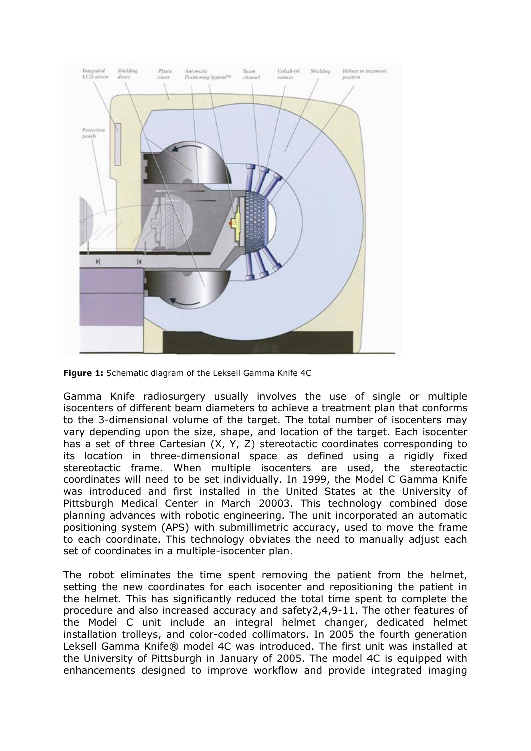**Figure 1:** Schematic diagram of the Leksell Gamma Knife 4C

Gamma Knife radiosurgery usually involves the use of single or multiple isocenters of different beam diameters to achieve a treatment plan that conforms to the 3-dimensional volume of the target. The total number of isocenters may vary depending upon the size, shape, and location of the target. Each isocenter has a set of three Cartesian (X, Y, Z) stereotactic coordinates corresponding to its location in three-dimensional space as defined using a rigidly fixed stereotactic frame. When multiple isocenters are used, the stereotactic coordinates will need to be set individually. In 1999, the Model C Gamma Knife was introduced and first installed in the United States at the University of Pittsburgh Medical Center in March 2000[3]. This technology combined dose planning advances with robotic engineering. The unit incorporated an automatic positioning system (APS) with submillimetric accuracy, used to move the frame to each coordinate. This technology obviates the need to manually adjust each set of coordinates in a multiple-isocenter plan.

The robot eliminates the time spent removing the patient from the helmet, setting the new coordinates for each isocenter and repositioning the patient in the helmet. This has significantly reduced the total time spent to complete the procedure and also increased accuracy and safety[2,4,9-11]. The other features of the Model C unit include an integral helmet changer, dedicated helmet installation trolleys, and color-coded collimators. In 2005 the fourth generation Leksell Gamma Knife® model 4C was introduced. The first unit was installed at the University of Pittsburgh in January of 2005. The model 4C is equipped with enhancements designed to improve workflow and provide integrated imaging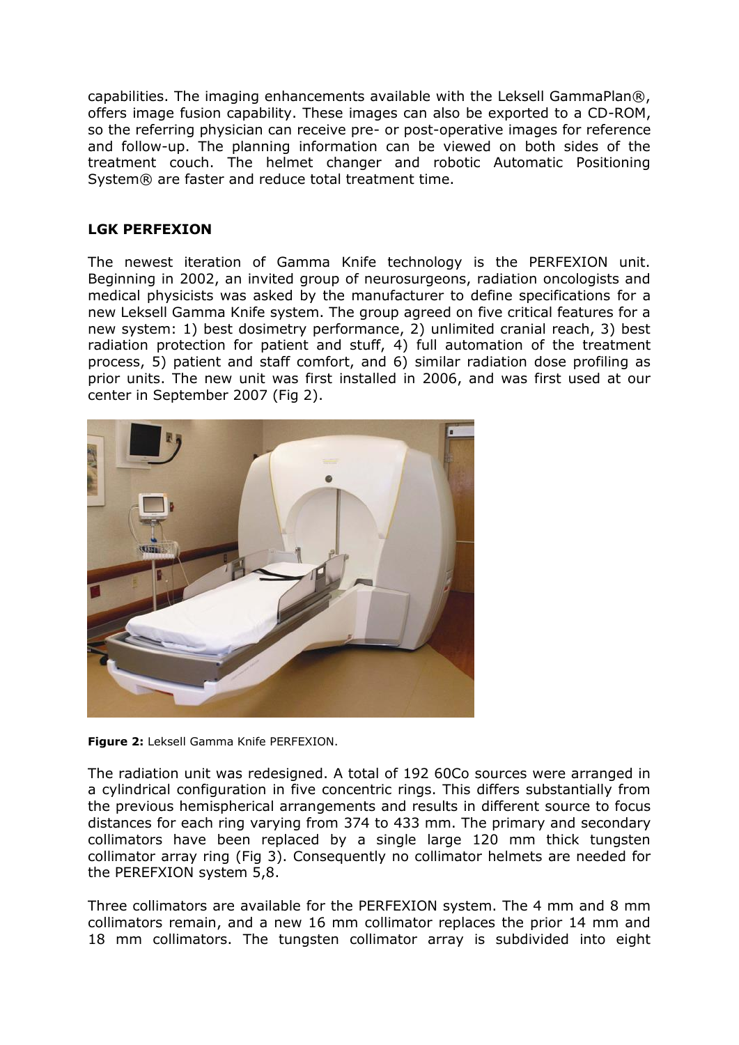capabilities. The imaging enhancements available with the Leksell GammaPlan®, offers image fusion capability. These images can also be exported to a CD-ROM, so the referring physician can receive pre- or post-operative images for reference and follow-up. The planning information can be viewed on both sides of the treatment couch. The helmet changer and robotic Automatic Positioning System® are faster and reduce total treatment time.

## LGK PERFEXION

The newest iteration of Gamma Knife technology is the PERFEXION unit. Beginning in 2002, an invited group of neurosurgeons, radiation oncologists and medical physicists was asked by the manufacturer to define specifications for a new Leksell Gamma Knife system. The group agreed on five critical features for a new system: 1) best dosimetry performance, 2) unlimited cranial reach, 3) best radiation protection for patient and stuff, 4) full automation of the treatment process, 5) patient and staff comfort, and 6) similar radiation dose profiling as prior units. The new unit was first installed in 2006, and was first used at our center in September 2007 (Fig 2).

**Figure 2:** Leksell Gamma Knife PERFEXION.

The radiation unit was redesigned. A total of 192 60Co sources were arranged in a cylindrical configuration in five concentric rings. This differs substantially from the previous hemispherical arrangements and results in different source to focus distances for each ring varying from 374 to 433 mm. The primary and secondary collimators have been replaced by a single large 120 mm thick tungsten collimator array ring (Fig 3). Consequently no collimator helmets are needed for the PEREFXION system 5,8.

Three collimators are available for the PERFEXION system. The 4 mm and 8 mm collimators remain, and a new 16 mm collimator replaces the prior 14 mm and 18 mm collimators. The tungsten collimator array is subdivided into eight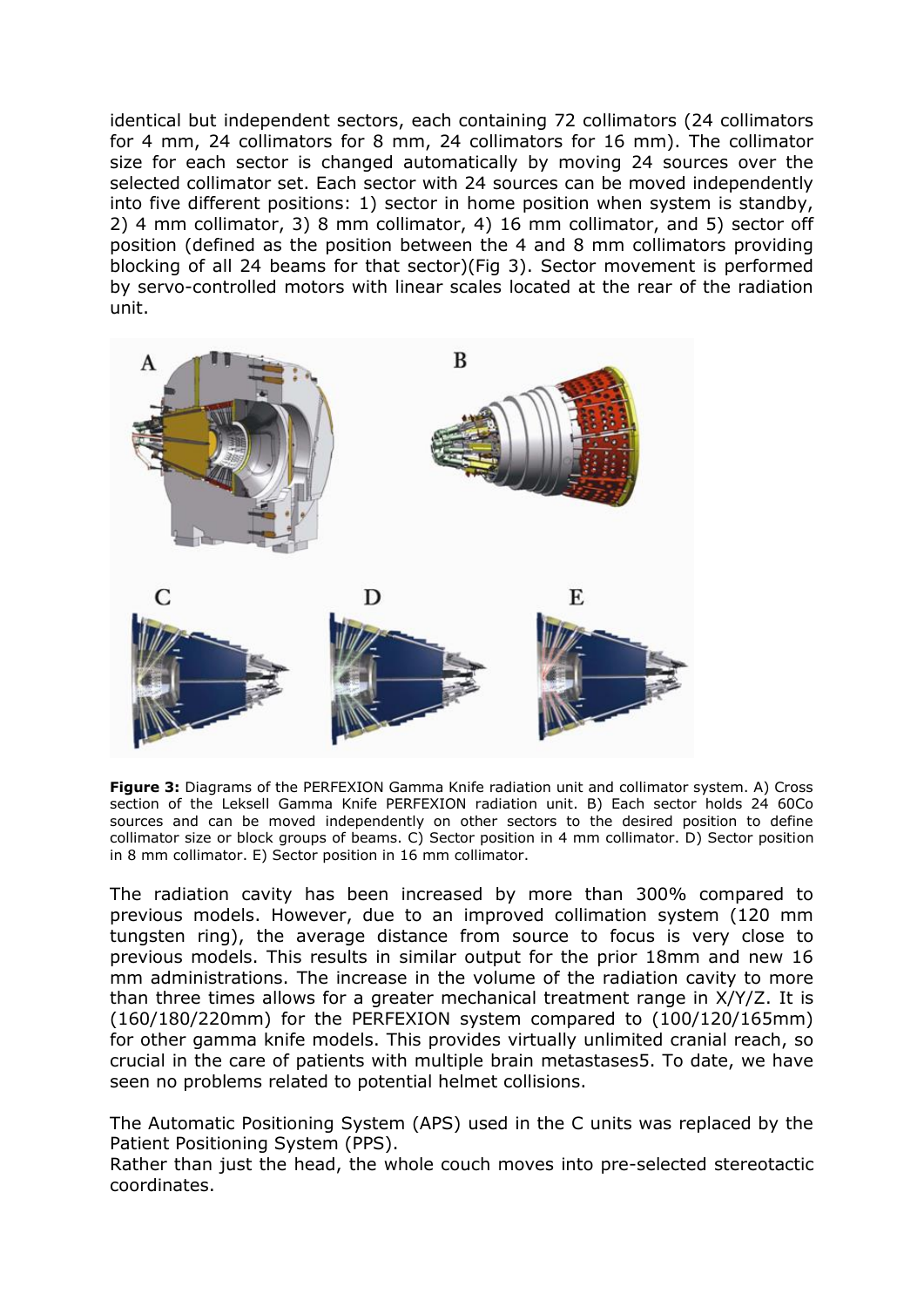identical but independent sectors, each containing 72 collimators (24 collimators for 4 mm, 24 collimators for 8 mm, 24 collimators for 16 mm). The collimator size for each sector is changed automatically by moving 24 sources over the selected collimator set. Each sector with 24 sources can be moved independently into five different positions: 1) sector in home position when system is standby, 2) 4 mm collimator, 3) 8 mm collimator, 4) 16 mm collimator, and 5) sector off position (defined as the position between the 4 and 8 mm collimators providing blocking of all 24 beams for that sector)(Fig 3). Sector movement is performed by servo-controlled motors with linear scales located at the rear of the radiation unit.

**Figure 3:** Diagrams of the PERFEXION Gamma Knife radiation unit and collimator system. A) Cross section of the Leksell Gamma Knife PERFEXION radiation unit. B) Each sector holds 24 60Co sources and can be moved independently on other sectors to the desired position to define collimator size or block groups of beams. C) Sector position in 4 mm collimator. D) Sector position in 8 mm collimator. E) Sector position in 16 mm collimator.

The radiation cavity has been increased by more than 300% compared to previous models. However, due to an improved collimation system (120 mm tungsten ring), the average distance from source to focus is very close to previous models. This results in similar output for the prior 18mm and new 16 mm administrations. The increase in the volume of the radiation cavity to more than three times allows for a greater mechanical treatment range in X/Y/Z. It is (160/180/220mm) for the PERFEXION system compared to (100/120/165mm) for other gamma knife models. This provides virtually unlimited cranial reach, so crucial in the care of patients with multiple brain metastases5. To date, we have seen no problems related to potential helmet collisions.

The Automatic Positioning System (APS) used in the C units was replaced by the Patient Positioning System (PPS).
Rather than just the head, the whole couch moves into pre-selected stereotactic coordinates.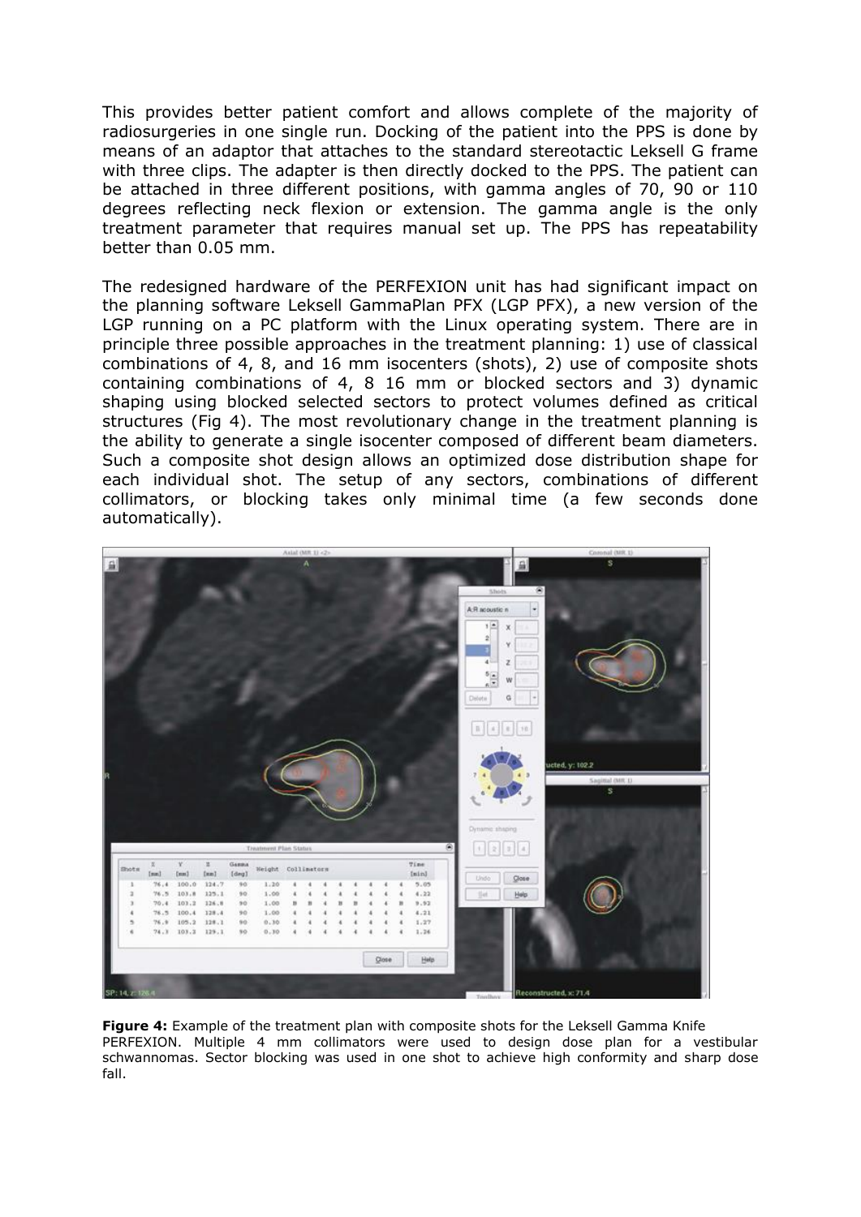This provides better patient comfort and allows complete of the majority of radiosurgeries in one single run. Docking of the patient into the PPS is done by means of an adaptor that attaches to the standard stereotactic Leksell G frame with three clips. The adapter is then directly docked to the PPS. The patient can be attached in three different positions, with gamma angles of 70, 90 or 110 degrees reflecting neck flexion or extension. The gamma angle is the only treatment parameter that requires manual set up. The PPS has repeatability better than 0.05 mm.

The redesigned hardware of the PERFEXION unit has had significant impact on the planning software Leksell GammaPlan PFX (LGP PFX), a new version of the LGP running on a PC platform with the Linux operating system. There are in principle three possible approaches in the treatment planning: 1) use of classical combinations of 4, 8, and 16 mm isocenters (shots), 2) use of composite shots containing combinations of 4, 8 16 mm or blocked sectors and 3) dynamic shaping using blocked selected sectors to protect volumes defined as critical structures (Fig 4). The most revolutionary change in the treatment planning is the ability to generate a single isocenter composed of different beam diameters. Such a composite shot design allows an optimized dose distribution shape for each individual shot. The setup of any sectors, combinations of different collimators, or blocking takes only minimal time (a few seconds done automatically).

**Figure 4:** Example of the treatment plan with composite shots for the Leksell Gamma Knife PERFEXION. Multiple 4 mm collimators were used to design dose plan for a vestibular schwannomas. Sector blocking was used in one shot to achieve high conformity and sharp dose fall.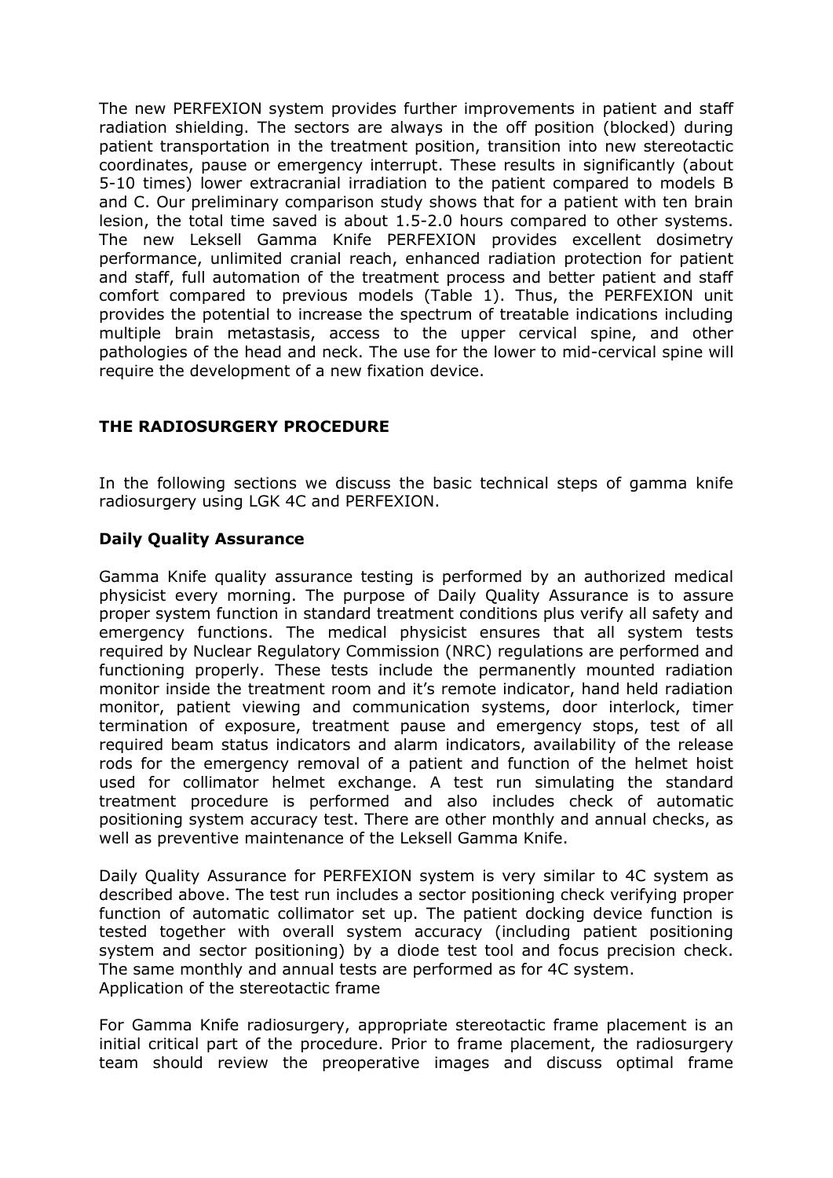The new PERFEXION system provides further improvements in patient and staff radiation shielding. The sectors are always in the off position (blocked) during patient transportation in the treatment position, transition into new stereotactic coordinates, pause or emergency interrupt. These results in significantly (about 5-10 times) lower extracranial irradiation to the patient compared to models B and C. Our preliminary comparison study shows that for a patient with ten brain lesion, the total time saved is about 1.5-2.0 hours compared to other systems. The new Leksell Gamma Knife PERFEXION provides excellent dosimetry performance, unlimited cranial reach, enhanced radiation protection for patient and staff, full automation of the treatment process and better patient and staff comfort compared to previous models (Table 1). Thus, the PERFEXION unit provides the potential to increase the spectrum of treatable indications including multiple brain metastasis, access to the upper cervical spine, and other pathologies of the head and neck. The use for the lower to mid-cervical spine will require the development of a new fixation device.

## THE RADIOSURGERY PROCEDURE

In the following sections we discuss the basic technical steps of gamma knife radiosurgery using LGK 4C and PERFEXION.

### Daily Quality Assurance

Gamma Knife quality assurance testing is performed by an authorized medical physicist every morning. The purpose of Daily Quality Assurance is to assure proper system function in standard treatment conditions plus verify all safety and emergency functions. The medical physicist ensures that all system tests required by Nuclear Regulatory Commission (NRC) regulations are performed and functioning properly. These tests include the permanently mounted radiation monitor inside the treatment room and it's remote indicator, hand held radiation monitor, patient viewing and communication systems, door interlock, timer termination of exposure, treatment pause and emergency stops, test of all required beam status indicators and alarm indicators, availability of the release rods for the emergency removal of a patient and function of the helmet hoist used for collimator helmet exchange. A test run simulating the standard treatment procedure is performed and also includes check of automatic positioning system accuracy test. There are other monthly and annual checks, as well as preventive maintenance of the Leksell Gamma Knife.

Daily Quality Assurance for PERFEXION system is very similar to 4C system as described above. The test run includes a sector positioning check verifying proper function of automatic collimator set up. The patient docking device function is tested together with overall system accuracy (including patient positioning system and sector positioning) by a diode test tool and focus precision check. The same monthly and annual tests are performed as for 4C system.

Application of the stereotactic frame

For Gamma Knife radiosurgery, appropriate stereotactic frame placement is an initial critical part of the procedure. Prior to frame placement, the radiosurgery team should review the preoperative images and discuss optimal frame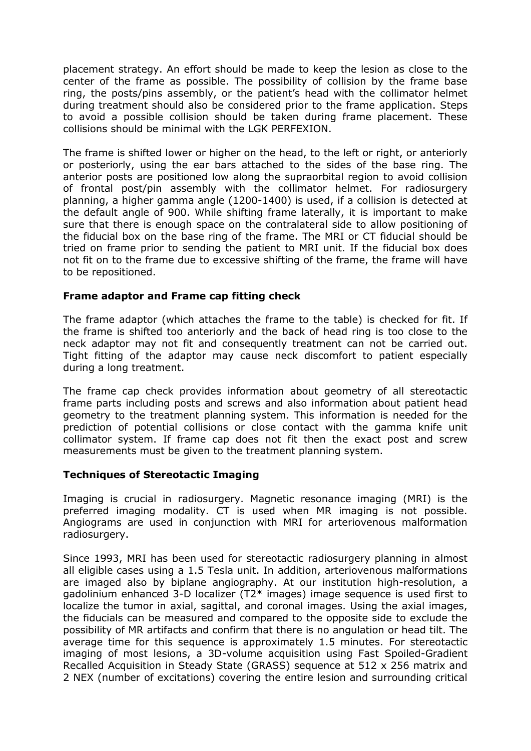placement strategy. An effort should be made to keep the lesion as close to the center of the frame as possible. The possibility of collision by the frame base ring, the posts/pins assembly, or the patient's head with the collimator helmet during treatment should also be considered prior to the frame application. Steps to avoid a possible collision should be taken during frame placement. These collisions should be minimal with the LGK PERFEXION.

The frame is shifted lower or higher on the head, to the left or right, or anteriorly or posteriorly, using the ear bars attached to the sides of the base ring. The anterior posts are positioned low along the supraorbital region to avoid collision of frontal post/pin assembly with the collimator helmet. For radiosurgery planning, a higher gamma angle (1200-1400) is used, if a collision is detected at the default angle of 900. While shifting frame laterally, it is important to make sure that there is enough space on the contralateral side to allow positioning of the fiducial box on the base ring of the frame. The MRI or CT fiducial should be tried on frame prior to sending the patient to MRI unit. If the fiducial box does not fit on to the frame due to excessive shifting of the frame, the frame will have to be repositioned.

**Frame adaptor and Frame cap fitting check**

The frame adaptor (which attaches the frame to the table) is checked for fit. If the frame is shifted too anteriorly and the back of head ring is too close to the neck adaptor may not fit and consequently treatment can not be carried out. Tight fitting of the adaptor may cause neck discomfort to patient especially during a long treatment.

The frame cap check provides information about geometry of all stereotactic frame parts including posts and screws and also information about patient head geometry to the treatment planning system. This information is needed for the prediction of potential collisions or close contact with the gamma knife unit collimator system. If frame cap does not fit then the exact post and screw measurements must be given to the treatment planning system.

**Techniques of Stereotactic Imaging**

Imaging is crucial in radiosurgery. Magnetic resonance imaging (MRI) is the preferred imaging modality. CT is used when MR imaging is not possible. Angiograms are used in conjunction with MRI for arteriovenous malformation radiosurgery.

Since 1993, MRI has been used for stereotactic radiosurgery planning in almost all eligible cases using a 1.5 Tesla unit. In addition, arteriovenous malformations are imaged also by biplane angiography. At our institution high-resolution, a gadolinium enhanced 3-D localizer (T2* images) image sequence is used first to localize the tumor in axial, sagittal, and coronal images. Using the axial images, the fiducials can be measured and compared to the opposite side to exclude the possibility of MR artifacts and confirm that there is no angulation or head tilt. The average time for this sequence is approximately 1.5 minutes. For stereotactic imaging of most lesions, a 3D-volume acquisition using Fast Spoiled-Gradient Recalled Acquisition in Steady State (GRASS) sequence at 512 x 256 matrix and 2 NEX (number of excitations) covering the entire lesion and surrounding critical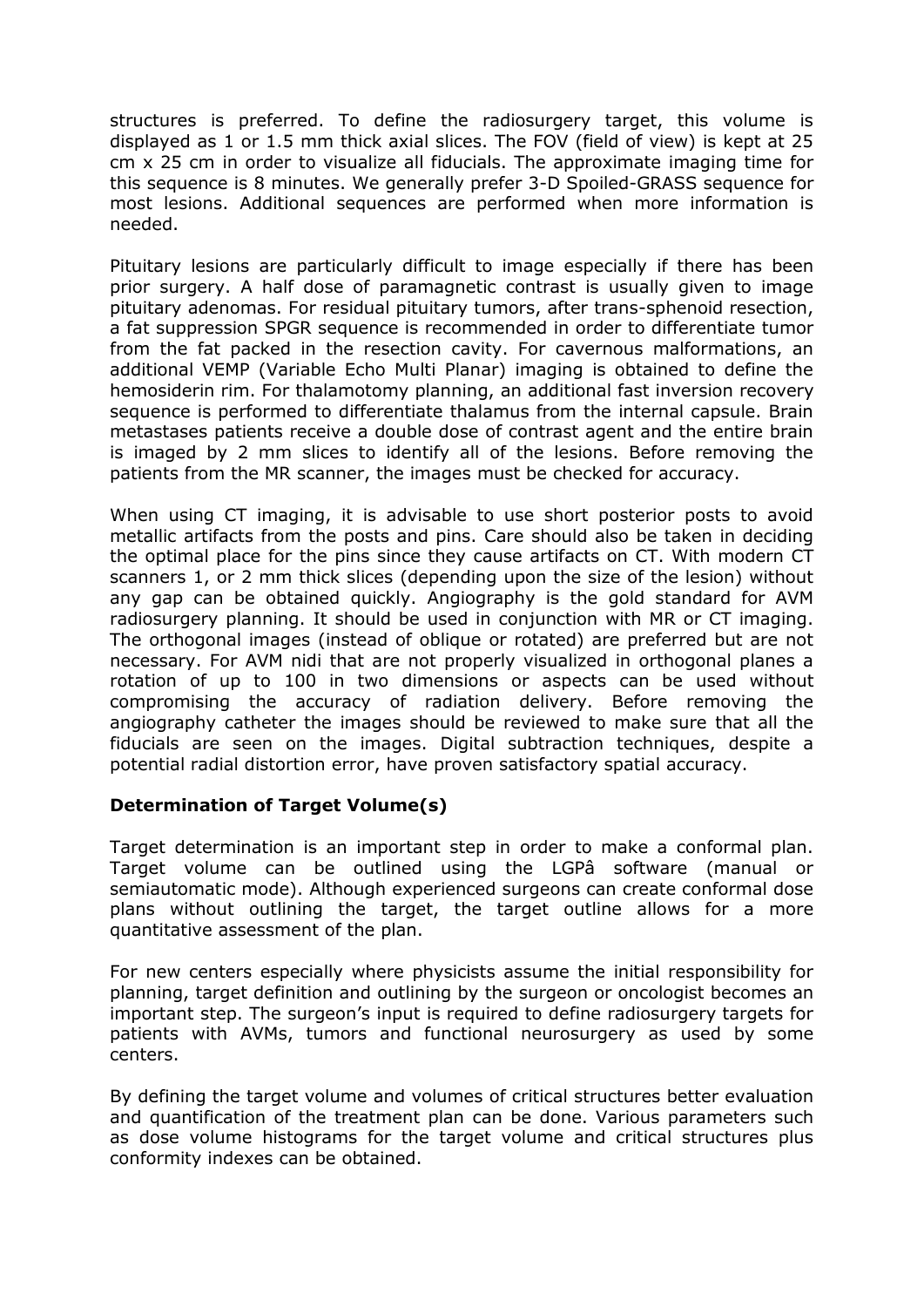structures is preferred. To define the radiosurgery target, this volume is displayed as 1 or 1.5 mm thick axial slices. The FOV (field of view) is kept at 25 cm x 25 cm in order to visualize all fiducials. The approximate imaging time for this sequence is 8 minutes. We generally prefer 3-D Spoiled-GRASS sequence for most lesions. Additional sequences are performed when more information is needed.

Pituitary lesions are particularly difficult to image especially if there has been prior surgery. A half dose of paramagnetic contrast is usually given to image pituitary adenomas. For residual pituitary tumors, after trans-sphenoid resection, a fat suppression SPGR sequence is recommended in order to differentiate tumor from the fat packed in the resection cavity. For cavernous malformations, an additional VEMP (Variable Echo Multi Planar) imaging is obtained to define the hemosiderin rim. For thalamotomy planning, an additional fast inversion recovery sequence is performed to differentiate thalamus from the internal capsule. Brain metastases patients receive a double dose of contrast agent and the entire brain is imaged by 2 mm slices to identify all of the lesions. Before removing the patients from the MR scanner, the images must be checked for accuracy.

When using CT imaging, it is advisable to use short posterior posts to avoid metallic artifacts from the posts and pins. Care should also be taken in deciding the optimal place for the pins since they cause artifacts on CT. With modern CT scanners 1, or 2 mm thick slices (depending upon the size of the lesion) without any gap can be obtained quickly. Angiography is the gold standard for AVM radiosurgery planning. It should be used in conjunction with MR or CT imaging. The orthogonal images (instead of oblique or rotated) are preferred but are not necessary. For AVM nidi that are not properly visualized in orthogonal planes a rotation of up to 100 in two dimensions or aspects can be used without compromising the accuracy of radiation delivery. Before removing the angiography catheter the images should be reviewed to make sure that all the fiducials are seen on the images. Digital subtraction techniques, despite a potential radial distortion error, have proven satisfactory spatial accuracy.

**Determination of Target Volume(s)**

Target determination is an important step in order to make a conformal plan. Target volume can be outlined using the LGPâ software (manual or semiautomatic mode). Although experienced surgeons can create conformal dose plans without outlining the target, the target outline allows for a more quantitative assessment of the plan.

For new centers especially where physicists assume the initial responsibility for planning, target definition and outlining by the surgeon or oncologist becomes an important step. The surgeon's input is required to define radiosurgery targets for patients with AVMs, tumors and functional neurosurgery as used by some centers.

By defining the target volume and volumes of critical structures better evaluation and quantification of the treatment plan can be done. Various parameters such as dose volume histograms for the target volume and critical structures plus conformity indexes can be obtained.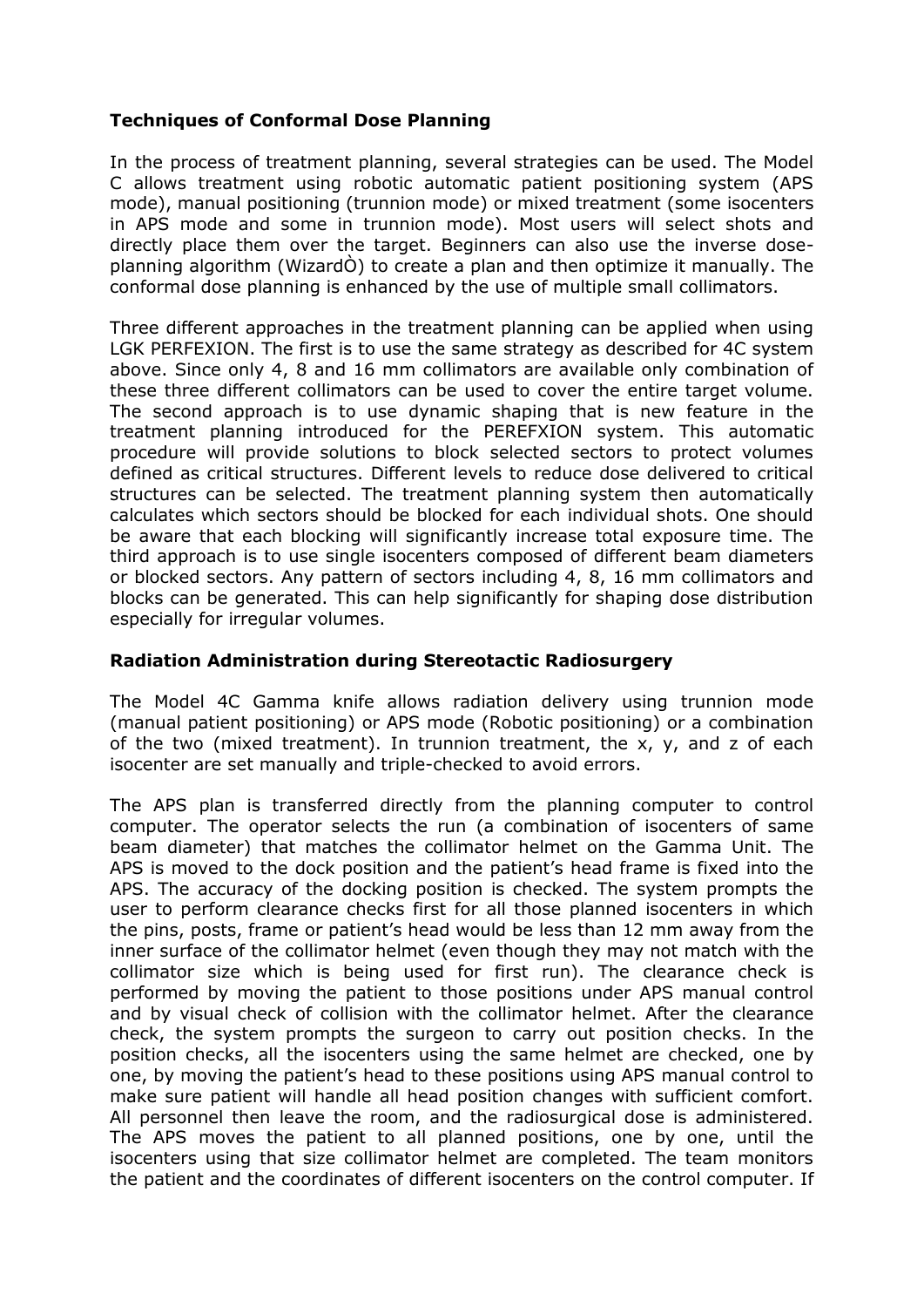### Techniques of Conformal Dose Planning

In the process of treatment planning, several strategies can be used. The Model C allows treatment using robotic automatic patient positioning system (APS mode), manual positioning (trunnion mode) or mixed treatment (some isocenters in APS mode and some in trunnion mode). Most users will select shots and directly place them over the target. Beginners can also use the inverse dose-planning algorithm (WizardÒ) to create a plan and then optimize it manually. The conformal dose planning is enhanced by the use of multiple small collimators.

Three different approaches in the treatment planning can be applied when using LGK PERFEXION. The first is to use the same strategy as described for 4C system above. Since only 4, 8 and 16 mm collimators are available only combination of these three different collimators can be used to cover the entire target volume. The second approach is to use dynamic shaping that is new feature in the treatment planning introduced for the PEREFXION system. This automatic procedure will provide solutions to block selected sectors to protect volumes defined as critical structures. Different levels to reduce dose delivered to critical structures can be selected. The treatment planning system then automatically calculates which sectors should be blocked for each individual shots. One should be aware that each blocking will significantly increase total exposure time. The third approach is to use single isocenters composed of different beam diameters or blocked sectors. Any pattern of sectors including 4, 8, 16 mm collimators and blocks can be generated. This can help significantly for shaping dose distribution especially for irregular volumes.

### Radiation Administration during Stereotactic Radiosurgery

The Model 4C Gamma knife allows radiation delivery using trunnion mode (manual patient positioning) or APS mode (Robotic positioning) or a combination of the two (mixed treatment). In trunnion treatment, the x, y, and z of each isocenter are set manually and triple-checked to avoid errors.

The APS plan is transferred directly from the planning computer to control computer. The operator selects the run (a combination of isocenters of same beam diameter) that matches the collimator helmet on the Gamma Unit. The APS is moved to the dock position and the patient's head frame is fixed into the APS. The accuracy of the docking position is checked. The system prompts the user to perform clearance checks first for all those planned isocenters in which the pins, posts, frame or patient's head would be less than 12 mm away from the inner surface of the collimator helmet (even though they may not match with the collimator size which is being used for first run). The clearance check is performed by moving the patient to those positions under APS manual control and by visual check of collision with the collimator helmet. After the clearance check, the system prompts the surgeon to carry out position checks. In the position checks, all the isocenters using the same helmet are checked, one by one, by moving the patient's head to these positions using APS manual control to make sure patient will handle all head position changes with sufficient comfort. All personnel then leave the room, and the radiosurgical dose is administered. The APS moves the patient to all planned positions, one by one, until the isocenters using that size collimator helmet are completed. The team monitors the patient and the coordinates of different isocenters on the control computer. If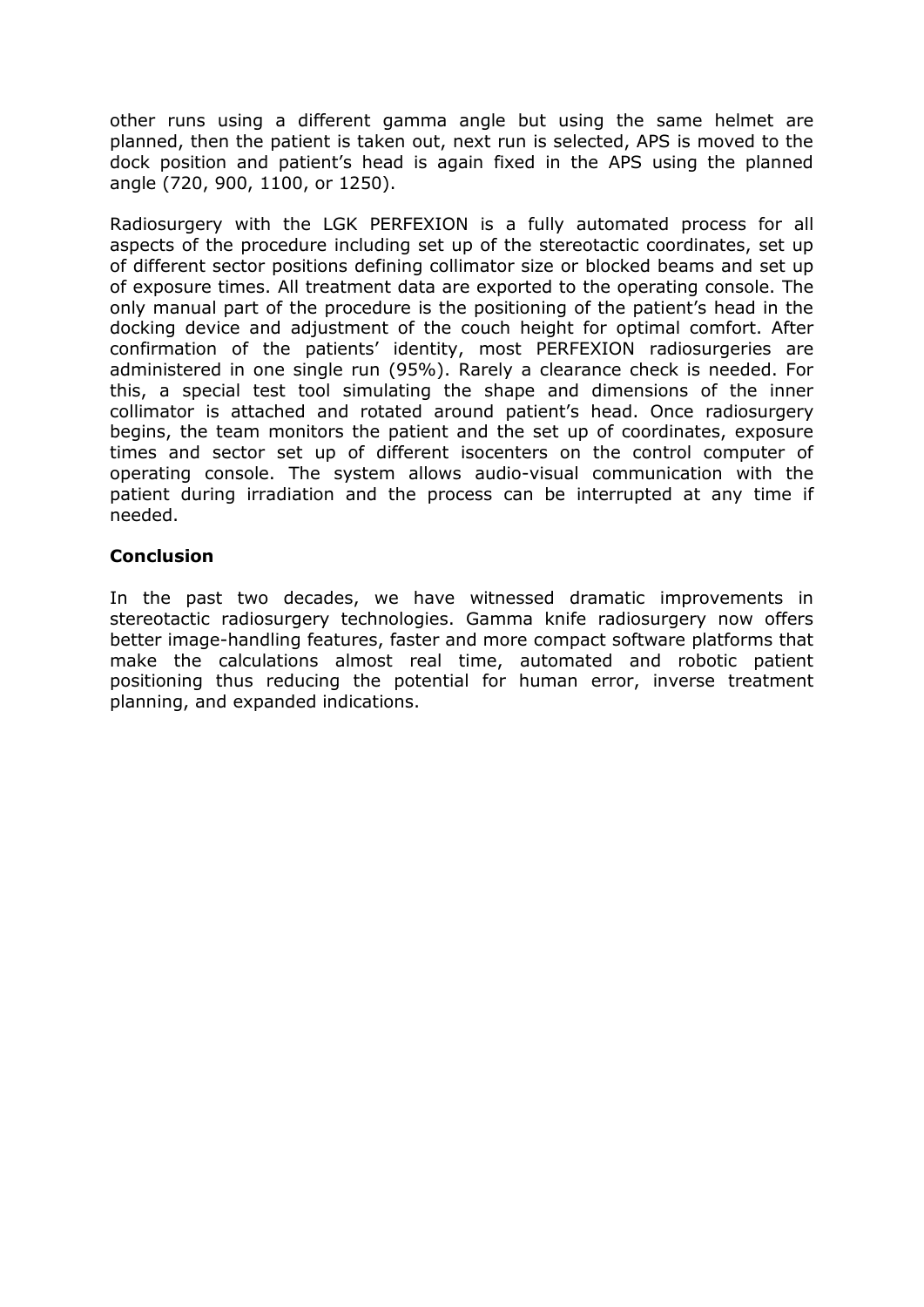other runs using a different gamma angle but using the same helmet are planned, then the patient is taken out, next run is selected, APS is moved to the dock position and patient's head is again fixed in the APS using the planned angle (720, 900, 1100, or 1250).

Radiosurgery with the LGK PERFEXION is a fully automated process for all aspects of the procedure including set up of the stereotactic coordinates, set up of different sector positions defining collimator size or blocked beams and set up of exposure times. All treatment data are exported to the operating console. The only manual part of the procedure is the positioning of the patient's head in the docking device and adjustment of the couch height for optimal comfort. After confirmation of the patients' identity, most PERFEXION radiosurgeries are administered in one single run (95%). Rarely a clearance check is needed. For this, a special test tool simulating the shape and dimensions of the inner collimator is attached and rotated around patient's head. Once radiosurgery begins, the team monitors the patient and the set up of coordinates, exposure times and sector set up of different isocenters on the control computer of operating console. The system allows audio-visual communication with the patient during irradiation and the process can be interrupted at any time if needed.

**Conclusion**

In the past two decades, we have witnessed dramatic improvements in stereotactic radiosurgery technologies. Gamma knife radiosurgery now offers better image-handling features, faster and more compact software platforms that make the calculations almost real time, automated and robotic patient positioning thus reducing the potential for human error, inverse treatment planning, and expanded indications.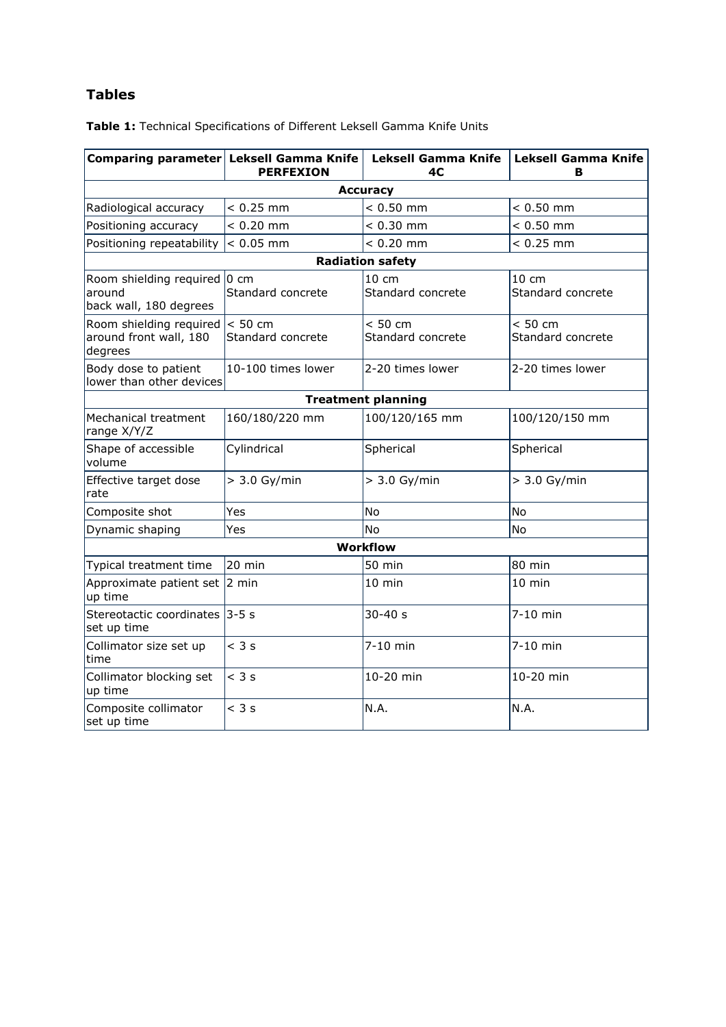## Tables

**Table 1:** Technical Specifications of Different Leksell Gamma Knife Units

| Comparing parameter | Leksell Gamma Knife PERFEXION | Leksell Gamma Knife 4C | Leksell Gamma Knife B |
|---|---|---|---|
| **Accuracy** | | | |
| Radiological accuracy | < 0.25 mm | < 0.50 mm | < 0.50 mm |
| Positioning accuracy | < 0.20 mm | < 0.30 mm | < 0.50 mm |
| Positioning repeatability | < 0.05 mm | < 0.20 mm | < 0.25 mm |
| **Radiation safety** | | | |
| Room shielding required around back wall, 180 degrees | 0 cm Standard concrete | 10 cm Standard concrete | 10 cm Standard concrete |
| Room shielding required around front wall, 180 degrees | < 50 cm Standard concrete | < 50 cm Standard concrete | < 50 cm Standard concrete |
| Body dose to patient lower than other devices | 10-100 times lower | 2-20 times lower | 2-20 times lower |
| **Treatment planning** | | | |
| Mechanical treatment range X/Y/Z | 160/180/220 mm | 100/120/165 mm | 100/120/150 mm |
| Shape of accessible volume | Cylindrical | Spherical | Spherical |
| Effective target dose rate | > 3.0 Gy/min | > 3.0 Gy/min | > 3.0 Gy/min |
| Composite shot | Yes | No | No |
| Dynamic shaping | Yes | No | No |
| **Workflow** | | | |
| Typical treatment time | 20 min | 50 min | 80 min |
| Approximate patient set up time | 2 min | 10 min | 10 min |
| Stereotactic coordinates set up time | 3-5 s | 30-40 s | 7-10 min |
| Collimator size set up time | < 3 s | 7-10 min | 7-10 min |
| Collimator blocking set up time | < 3 s | 10-20 min | 10-20 min |
| Composite collimator set up time | < 3 s | N.A. | N.A. |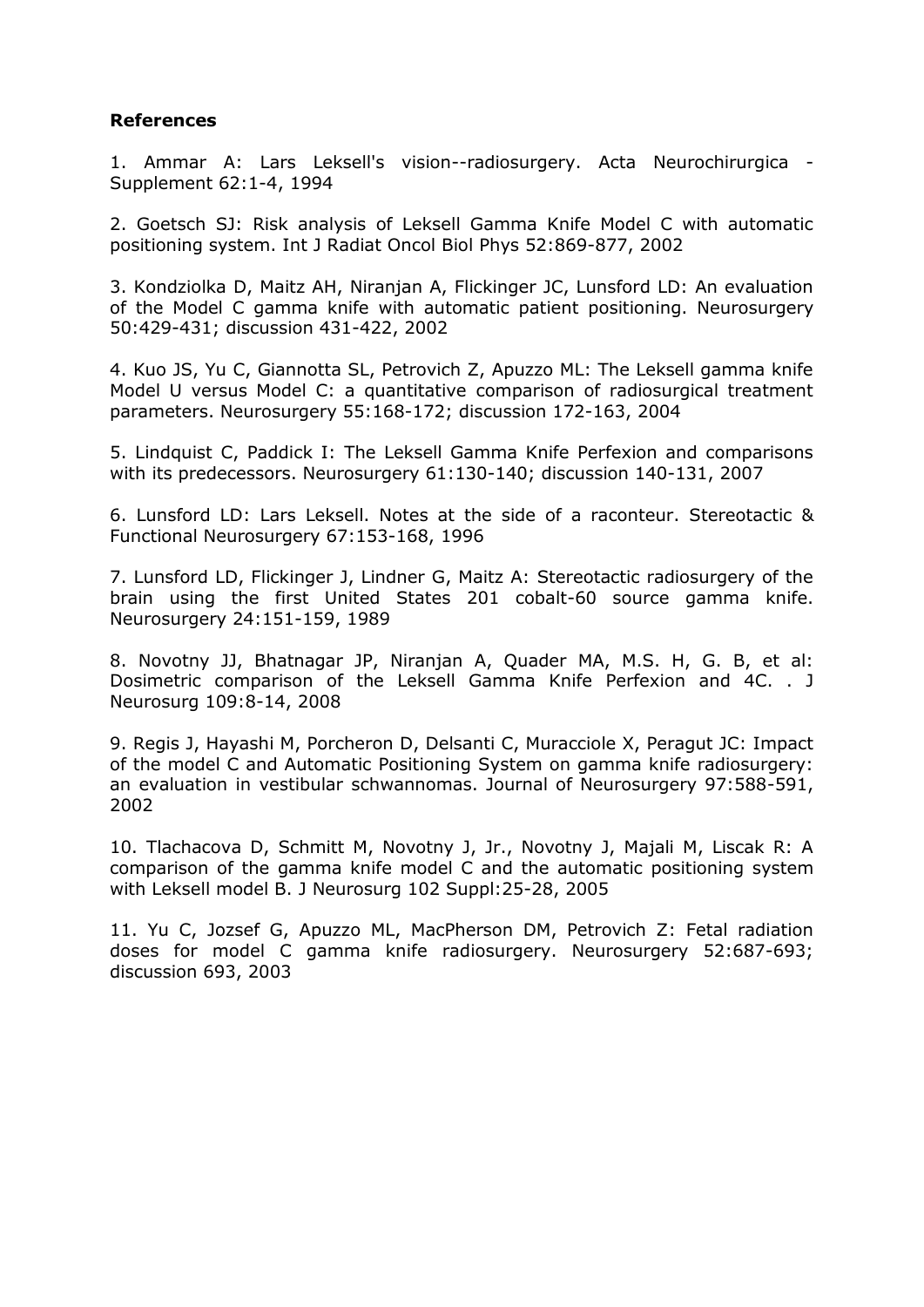**References**

1. Ammar A: Lars Leksell's vision--radiosurgery. Acta Neurochirurgica - Supplement 62:1-4, 1994

2. Goetsch SJ: Risk analysis of Leksell Gamma Knife Model C with automatic positioning system. Int J Radiat Oncol Biol Phys 52:869-877, 2002

3. Kondziolka D, Maitz AH, Niranjan A, Flickinger JC, Lunsford LD: An evaluation of the Model C gamma knife with automatic patient positioning. Neurosurgery 50:429-431; discussion 431-422, 2002

4. Kuo JS, Yu C, Giannotta SL, Petrovich Z, Apuzzo ML: The Leksell gamma knife Model U versus Model C: a quantitative comparison of radiosurgical treatment parameters. Neurosurgery 55:168-172; discussion 172-163, 2004

5. Lindquist C, Paddick I: The Leksell Gamma Knife Perfexion and comparisons with its predecessors. Neurosurgery 61:130-140; discussion 140-131, 2007

6. Lunsford LD: Lars Leksell. Notes at the side of a raconteur. Stereotactic & Functional Neurosurgery 67:153-168, 1996

7. Lunsford LD, Flickinger J, Lindner G, Maitz A: Stereotactic radiosurgery of the brain using the first United States 201 cobalt-60 source gamma knife. Neurosurgery 24:151-159, 1989

8. Novotny JJ, Bhatnagar JP, Niranjan A, Quader MA, M.S. H, G. B, et al: Dosimetric comparison of the Leksell Gamma Knife Perfexion and 4C. . J Neurosurg 109:8-14, 2008

9. Regis J, Hayashi M, Porcheron D, Delsanti C, Muracciole X, Peragut JC: Impact of the model C and Automatic Positioning System on gamma knife radiosurgery: an evaluation in vestibular schwannomas. Journal of Neurosurgery 97:588-591, 2002

10. Tlachacova D, Schmitt M, Novotny J, Jr., Novotny J, Majali M, Liscak R: A comparison of the gamma knife model C and the automatic positioning system with Leksell model B. J Neurosurg 102 Suppl:25-28, 2005

11. Yu C, Jozsef G, Apuzzo ML, MacPherson DM, Petrovich Z: Fetal radiation doses for model C gamma knife radiosurgery. Neurosurgery 52:687-693; discussion 693, 2003